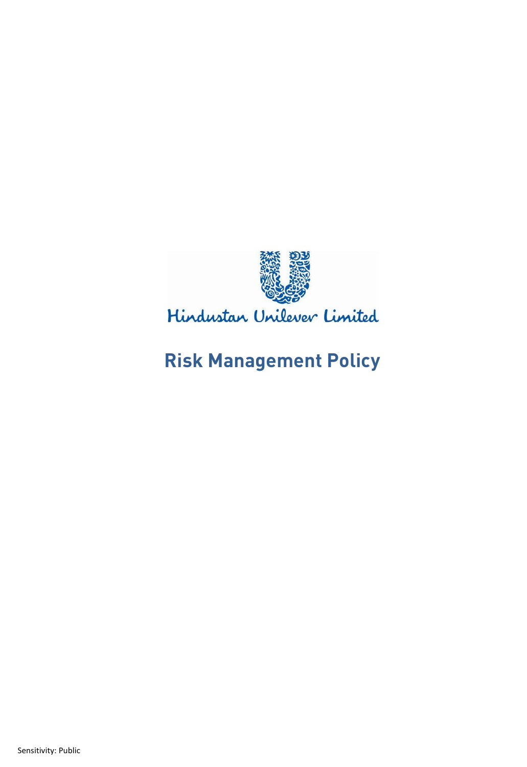Hindustan Unilever Limited

# Risk Management Policy

Sensitivity: Public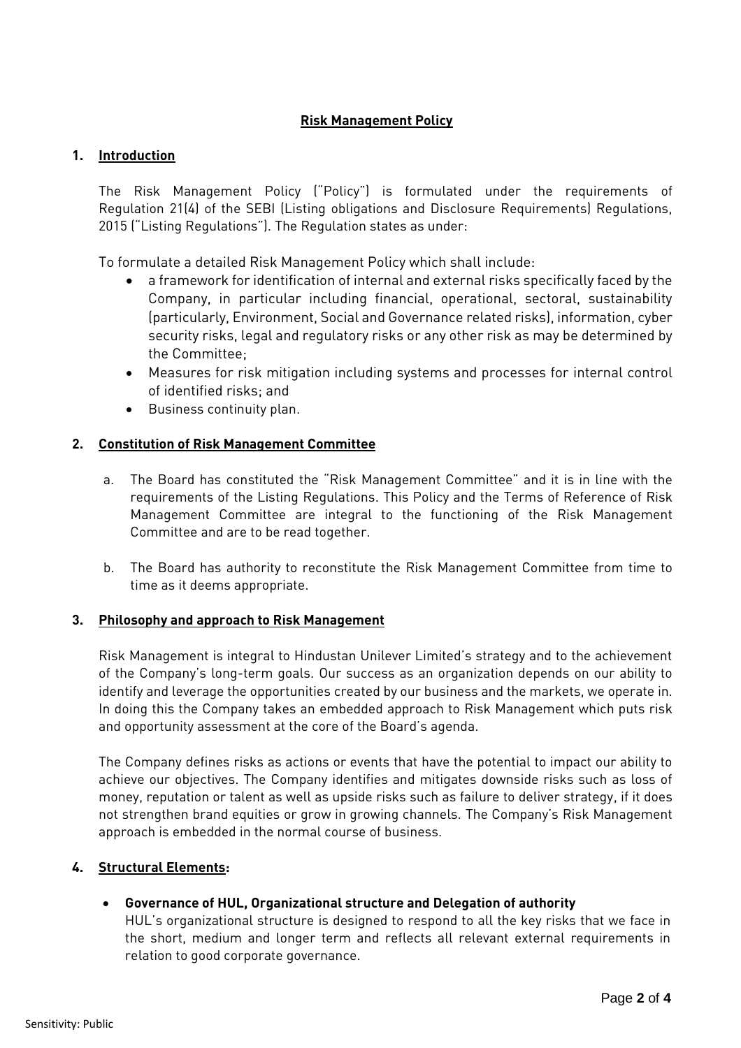**Risk Management Policy**

## 1. Introduction

The Risk Management Policy ("Policy") is formulated under the requirements of Regulation 21(4) of the SEBI (Listing obligations and Disclosure Requirements) Regulations, 2015 ("Listing Regulations"). The Regulation states as under:

To formulate a detailed Risk Management Policy which shall include:

- a framework for identification of internal and external risks specifically faced by the Company, in particular including financial, operational, sectoral, sustainability (particularly, Environment, Social and Governance related risks), information, cyber security risks, legal and regulatory risks or any other risk as may be determined by the Committee;
- Measures for risk mitigation including systems and processes for internal control of identified risks; and
- Business continuity plan.

## 2. Constitution of Risk Management Committee

a. The Board has constituted the "Risk Management Committee" and it is in line with the requirements of the Listing Regulations. This Policy and the Terms of Reference of Risk Management Committee are integral to the functioning of the Risk Management Committee and are to be read together.

b. The Board has authority to reconstitute the Risk Management Committee from time to time as it deems appropriate.

## 3. Philosophy and approach to Risk Management

Risk Management is integral to Hindustan Unilever Limited's strategy and to the achievement of the Company's long-term goals. Our success as an organization depends on our ability to identify and leverage the opportunities created by our business and the markets, we operate in. In doing this the Company takes an embedded approach to Risk Management which puts risk and opportunity assessment at the core of the Board's agenda.

The Company defines risks as actions or events that have the potential to impact our ability to achieve our objectives. The Company identifies and mitigates downside risks such as loss of money, reputation or talent as well as upside risks such as failure to deliver strategy, if it does not strengthen brand equities or grow in growing channels. The Company's Risk Management approach is embedded in the normal course of business.

## 4. Structural Elements:

- **Governance of HUL, Organizational structure and Delegation of authority**
  HUL's organizational structure is designed to respond to all the key risks that we face in the short, medium and longer term and reflects all relevant external requirements in relation to good corporate governance.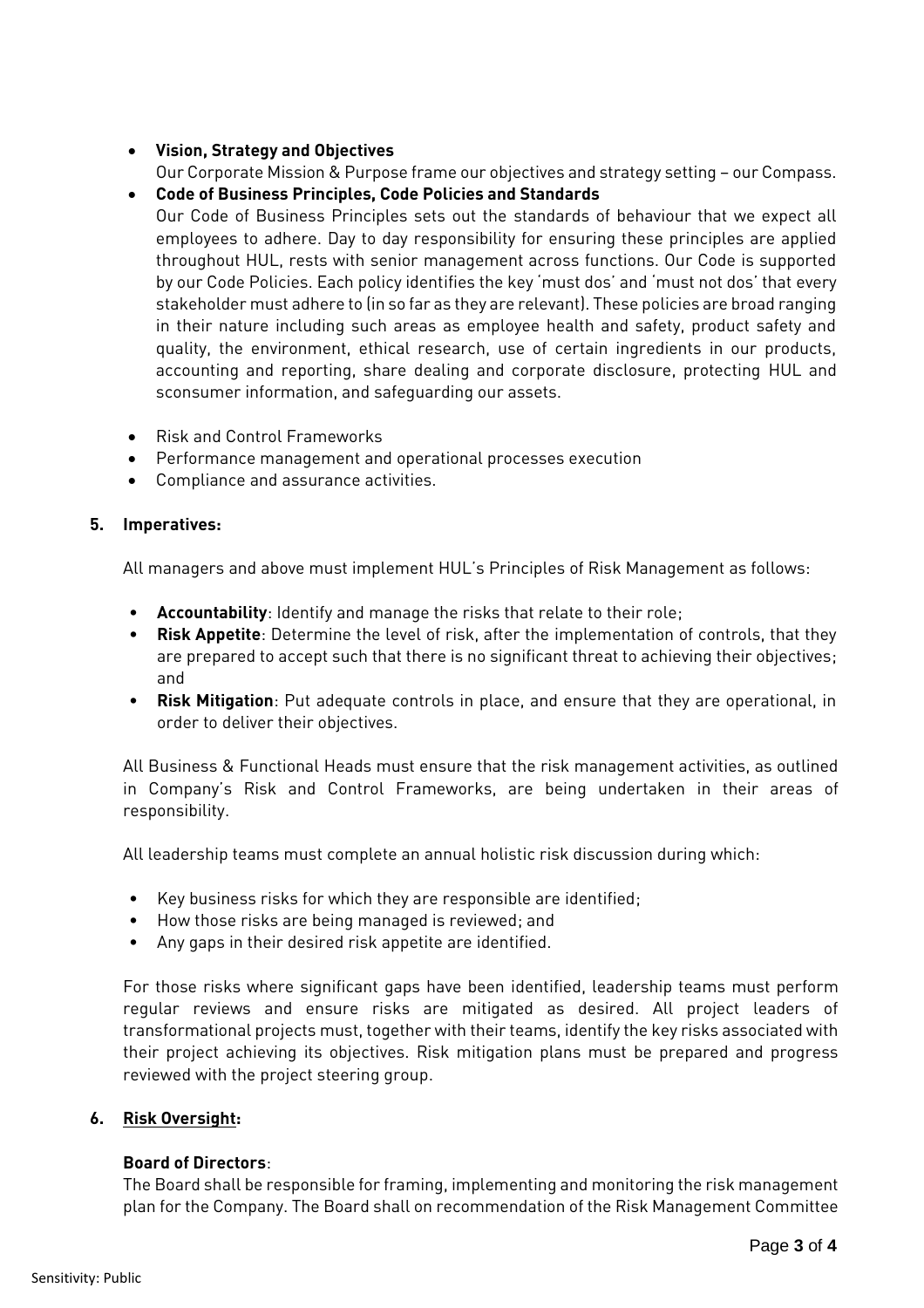- **Vision, Strategy and Objectives**
  Our Corporate Mission & Purpose frame our objectives and strategy setting – our Compass.
- **Code of Business Principles, Code Policies and Standards**
  Our Code of Business Principles sets out the standards of behaviour that we expect all employees to adhere. Day to day responsibility for ensuring these principles are applied throughout HUL, rests with senior management across functions. Our Code is supported by our Code Policies. Each policy identifies the key 'must dos' and 'must not dos' that every stakeholder must adhere to (in so far as they are relevant). These policies are broad ranging in their nature including such areas as employee health and safety, product safety and quality, the environment, ethical research, use of certain ingredients in our products, accounting and reporting, share dealing and corporate disclosure, protecting HUL and sconsumer information, and safeguarding our assets.

- Risk and Control Frameworks
- Performance management and operational processes execution
- Compliance and assurance activities.

**5. Imperatives:**

All managers and above must implement HUL's Principles of Risk Management as follows:

- **Accountability**: Identify and manage the risks that relate to their role;
- **Risk Appetite**: Determine the level of risk, after the implementation of controls, that they are prepared to accept such that there is no significant threat to achieving their objectives; and
- **Risk Mitigation**: Put adequate controls in place, and ensure that they are operational, in order to deliver their objectives.

All Business & Functional Heads must ensure that the risk management activities, as outlined in Company's Risk and Control Frameworks, are being undertaken in their areas of responsibility.

All leadership teams must complete an annual holistic risk discussion during which:

- Key business risks for which they are responsible are identified;
- How those risks are being managed is reviewed; and
- Any gaps in their desired risk appetite are identified.

For those risks where significant gaps have been identified, leadership teams must perform regular reviews and ensure risks are mitigated as desired. All project leaders of transformational projects must, together with their teams, identify the key risks associated with their project achieving its objectives. Risk mitigation plans must be prepared and progress reviewed with the project steering group.

**6. <u>Risk Oversight</u>:**

**Board of Directors**:
The Board shall be responsible for framing, implementing and monitoring the risk management plan for the Company. The Board shall on recommendation of the Risk Management Committee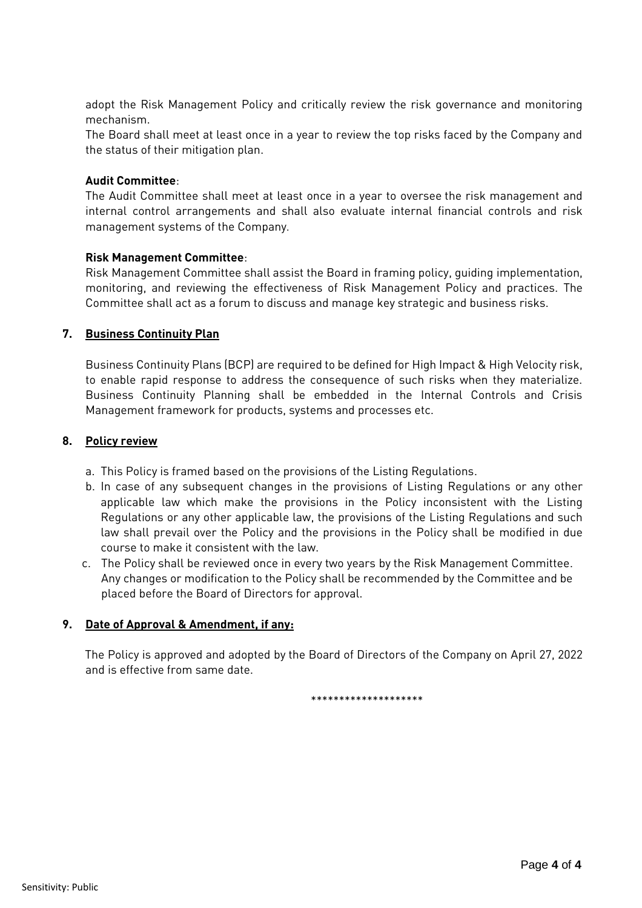adopt the Risk Management Policy and critically review the risk governance and monitoring mechanism.

The Board shall meet at least once in a year to review the top risks faced by the Company and the status of their mitigation plan.

**Audit Committee**:

The Audit Committee shall meet at least once in a year to oversee the risk management and internal control arrangements and shall also evaluate internal financial controls and risk management systems of the Company.

**Risk Management Committee**:

Risk Management Committee shall assist the Board in framing policy, guiding implementation, monitoring, and reviewing the effectiveness of Risk Management Policy and practices. The Committee shall act as a forum to discuss and manage key strategic and business risks.

## 7. Business Continuity Plan

Business Continuity Plans (BCP) are required to be defined for High Impact & High Velocity risk, to enable rapid response to address the consequence of such risks when they materialize. Business Continuity Planning shall be embedded in the Internal Controls and Crisis Management framework for products, systems and processes etc.

## 8. Policy review

a. This Policy is framed based on the provisions of the Listing Regulations.
b. In case of any subsequent changes in the provisions of Listing Regulations or any other applicable law which make the provisions in the Policy inconsistent with the Listing Regulations or any other applicable law, the provisions of the Listing Regulations and such law shall prevail over the Policy and the provisions in the Policy shall be modified in due course to make it consistent with the law.
c. The Policy shall be reviewed once in every two years by the Risk Management Committee. Any changes or modification to the Policy shall be recommended by the Committee and be placed before the Board of Directors for approval.

## 9. Date of Approval & Amendment, if any:

The Policy is approved and adopted by the Board of Directors of the Company on April 27, 2022 and is effective from same date.

*******************

Sensitivity: Public